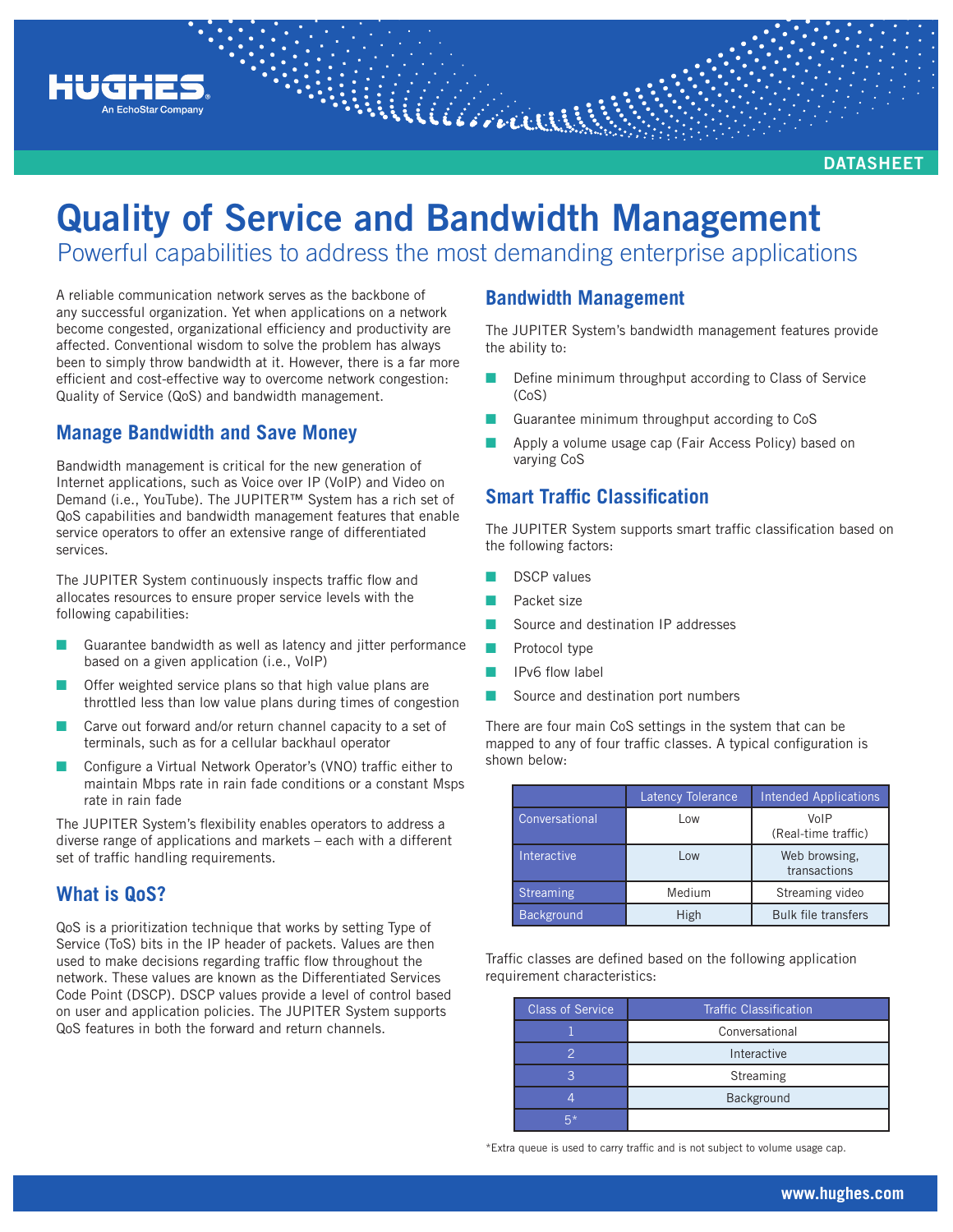DATASHEET

# Quality of Service and Bandwidth Management

Powerful capabilities to address the most demanding enterprise applications

A reliable communication network serves as the backbone of any successful organization. Yet when applications on a network become congested, organizational efficiency and productivity are affected. Conventional wisdom to solve the problem has always been to simply throw bandwidth at it. However, there is a far more efficient and cost-effective way to overcome network congestion: Quality of Service (QoS) and bandwidth management.

## Manage Bandwidth and Save Money

Bandwidth management is critical for the new generation of Internet applications, such as Voice over IP (VoIP) and Video on Demand (i.e., YouTube). The JUPITER™ System has a rich set of QoS capabilities and bandwidth management features that enable service operators to offer an extensive range of differentiated services.

The JUPITER System continuously inspects traffic flow and allocates resources to ensure proper service levels with the following capabilities:

- Guarantee bandwidth as well as latency and jitter performance based on a given application (i.e., VoIP)
- Offer weighted service plans so that high value plans are throttled less than low value plans during times of congestion
- Carve out forward and/or return channel capacity to a set of terminals, such as for a cellular backhaul operator
- Configure a Virtual Network Operator's (VNO) traffic either to maintain Mbps rate in rain fade conditions or a constant Msps rate in rain fade

The JUPITER System's flexibility enables operators to address a diverse range of applications and markets – each with a different set of traffic handling requirements.

## What is QoS?

QoS is a prioritization technique that works by setting Type of Service (ToS) bits in the IP header of packets. Values are then used to make decisions regarding traffic flow throughout the network. These values are known as the Differentiated Services Code Point (DSCP). DSCP values provide a level of control based on user and application policies. The JUPITER System supports QoS features in both the forward and return channels.

## Bandwidth Management

The JUPITER System's bandwidth management features provide the ability to:

- Define minimum throughput according to Class of Service (CoS)
- Guarantee minimum throughput according to CoS
- Apply a volume usage cap (Fair Access Policy) based on varying CoS

## Smart Traffic Classification

The JUPITER System supports smart traffic classification based on the following factors:

- DSCP values
- Packet size
- Source and destination IP addresses
- Protocol type
- IPv6 flow label
- Source and destination port numbers

There are four main CoS settings in the system that can be mapped to any of four traffic classes. A typical configuration is shown below:

| | Latency Tolerance | Intended Applications |
|---|---|---|
| Conversational | Low | VoIP (Real-time traffic) |
| Interactive | Low | Web browsing, transactions |
| Streaming | Medium | Streaming video |
| Background | High | Bulk file transfers |

Traffic classes are defined based on the following application requirement characteristics:

| Class of Service | Traffic Classification |
|---|---|
| 1 | Conversational |
| 2 | Interactive |
| 3 | Streaming |
| 4 | Background |
| 5* | |

*Extra queue is used to carry traffic and is not subject to volume usage cap.

www.hughes.com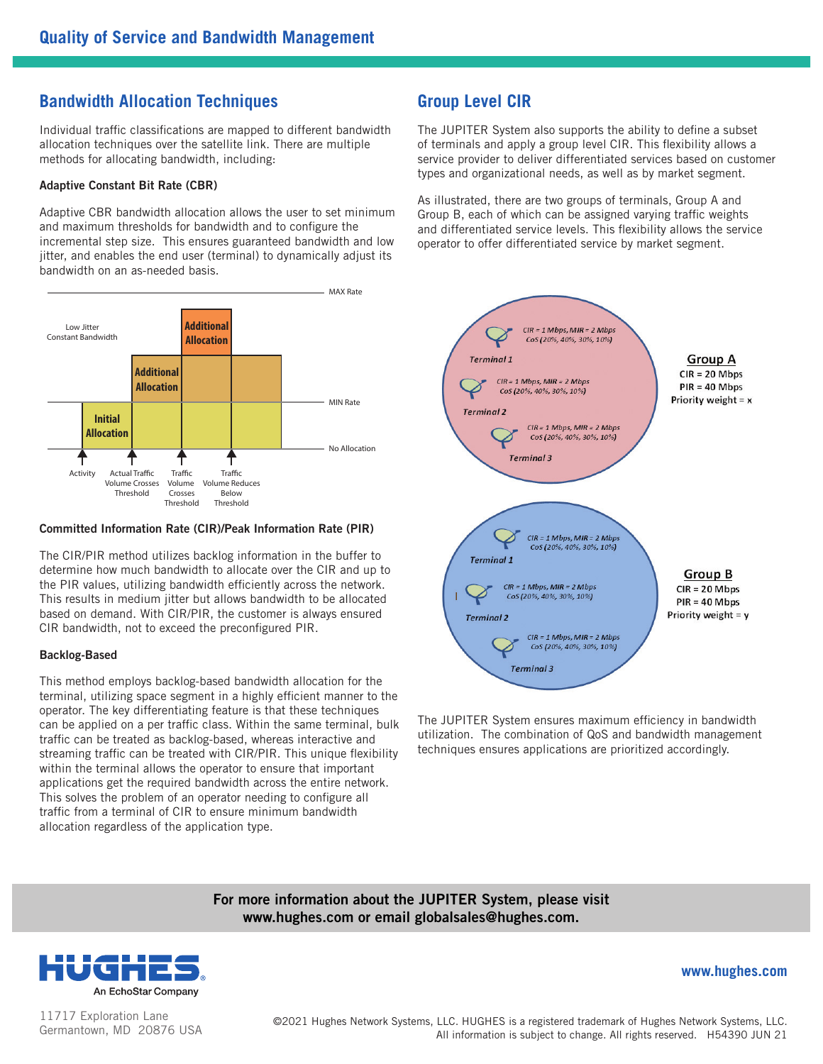## Bandwidth Allocation Techniques

Individual traffic classifications are mapped to different bandwidth allocation techniques over the satellite link. There are multiple methods for allocating bandwidth, including:

**Adaptive Constant Bit Rate (CBR)**

Adaptive CBR bandwidth allocation allows the user to set minimum and maximum thresholds for bandwidth and to configure the incremental step size. This ensures guaranteed bandwidth and low jitter, and enables the end user (terminal) to dynamically adjust its bandwidth on an as-needed basis.

MAX Rate

Low Jitter
Constant Bandwidth

Additional Allocation

Additional Allocation

Initial Allocation

MIN Rate

No Allocation

Activity

Actual Traffic Volume Crosses Threshold

Traffic Volume Crosses Threshold

Traffic Volume Reduces Below Threshold

**Committed Information Rate (CIR)/Peak Information Rate (PIR)**

The CIR/PIR method utilizes backlog information in the buffer to determine how much bandwidth to allocate over the CIR and up to the PIR values, utilizing bandwidth efficiently across the network. This results in medium jitter but allows bandwidth to be allocated based on demand. With CIR/PIR, the customer is always ensured CIR bandwidth, not to exceed the preconfigured PIR.

**Backlog-Based**

This method employs backlog-based bandwidth allocation for the terminal, utilizing space segment in a highly efficient manner to the operator. The key differentiating feature is that these techniques can be applied on a per traffic class. Within the same terminal, bulk traffic can be treated as backlog-based, whereas interactive and streaming traffic can be treated with CIR/PIR. This unique flexibility within the terminal allows the operator to ensure that important applications get the required bandwidth across the entire network. This solves the problem of an operator needing to configure all traffic from a terminal of CIR to ensure minimum bandwidth allocation regardless of the application type.

## Group Level CIR

The JUPITER System also supports the ability to define a subset of terminals and apply a group level CIR. This flexibility allows a service provider to deliver differentiated services based on customer types and organizational needs, as well as by market segment.

As illustrated, there are two groups of terminals, Group A and Group B, each of which can be assigned varying traffic weights and differentiated service levels. This flexibility allows the service operator to offer differentiated service by market segment.

CIR = 1 Mbps, MIR = 2 Mbps
CoS (20%, 40%, 30%, 10%)
Terminal 1

CIR = 1 Mbps, MIR = 2 Mbps
CoS (20%, 40%, 30%, 10%)
Terminal 2

CIR = 1 Mbps, MIR = 2 Mbps
CoS (20%, 40%, 30%, 10%)
Terminal 3

**Group A**
CIR = 20 Mbps
PIR = 40 Mbps
Priority weight = x

CIR = 1 Mbps, MIR = 2 Mbps
CoS (20%, 40%, 30%, 10%)
Terminal 1

CIR = 1 Mbps, MIR = 2 Mbps
CoS (20%, 40%, 30%, 10%)
Terminal 2

CIR = 1 Mbps, MIR = 2 Mbps
CoS (20%, 40%, 30%, 10%)
Terminal 3

**Group B**
CIR = 20 Mbps
PIR = 40 Mbps
Priority weight = y

The JUPITER System ensures maximum efficiency in bandwidth utilization. The combination of QoS and bandwidth management techniques ensures applications are prioritized accordingly.

**For more information about the JUPITER System, please visit www.hughes.com or email globalsales@hughes.com.**

HUGHES
An EchoStar Company

www.hughes.com

11717 Exploration Lane
Germantown, MD 20876 USA

©2021 Hughes Network Systems, LLC. HUGHES is a registered trademark of Hughes Network Systems, LLC. All information is subject to change. All rights reserved. H54390 JUN 21